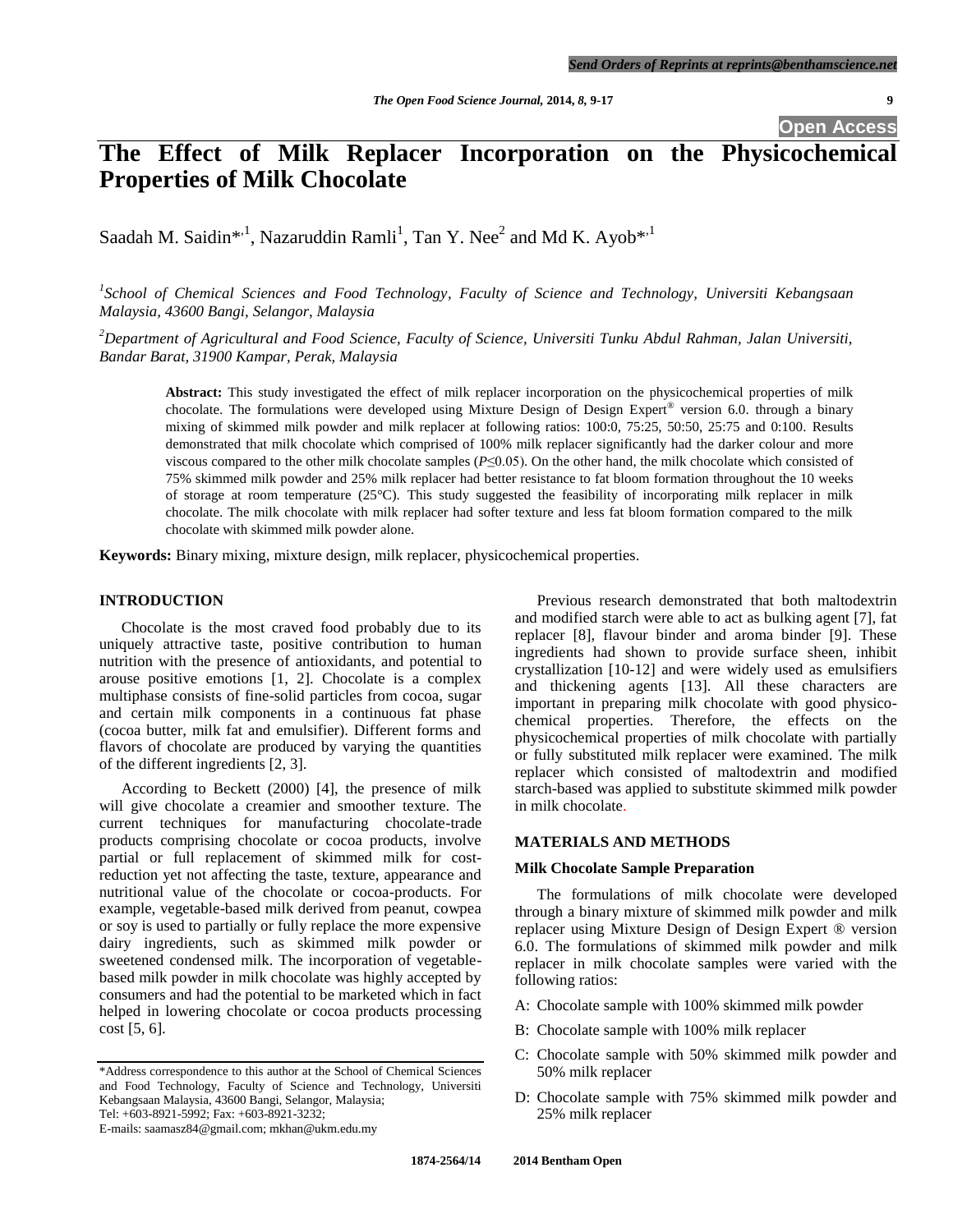# The Effect of Milk Replacer Incorporation on the Physicochemical Properties of Milk Chocolate

Saadah M. Saidin*[,1], Nazaruddin Ramli[1], Tan Y. Nee[2] and Md K. Ayob*[,1]

[1]School of Chemical Sciences and Food Technology, Faculty of Science and Technology, Universiti Kebangsaan Malaysia, 43600 Bangi, Selangor, Malaysia

[2]Department of Agricultural and Food Science, Faculty of Science, Universiti Tunku Abdul Rahman, Jalan Universiti, Bandar Barat, 31900 Kampar, Perak, Malaysia

**Abstract:** This study investigated the effect of milk replacer incorporation on the physicochemical properties of milk chocolate. The formulations were developed using Mixture Design of Design Expert® version 6.0. through a binary mixing of skimmed milk powder and milk replacer at following ratios: 100:0, 75:25, 50:50, 25:75 and 0:100. Results demonstrated that milk chocolate which comprised of 100% milk replacer significantly had the darker colour and more viscous compared to the other milk chocolate samples ($P \leq 0.05$). On the other hand, the milk chocolate which consisted of 75% skimmed milk powder and 25% milk replacer had better resistance to fat bloom formation throughout the 10 weeks of storage at room temperature (25°C). This study suggested the feasibility of incorporating milk replacer in milk chocolate. The milk chocolate with milk replacer had softer texture and less fat bloom formation compared to the milk chocolate with skimmed milk powder alone.

**Keywords:** Binary mixing, mixture design, milk replacer, physicochemical properties.

## INTRODUCTION

Chocolate is the most craved food probably due to its uniquely attractive taste, positive contribution to human nutrition with the presence of antioxidants, and potential to arouse positive emotions [1, 2]. Chocolate is a complex multiphase consists of fine-solid particles from cocoa, sugar and certain milk components in a continuous fat phase (cocoa butter, milk fat and emulsifier). Different forms and flavors of chocolate are produced by varying the quantities of the different ingredients [2, 3].

According to Beckett (2000) [4], the presence of milk will give chocolate a creamier and smoother texture. The current techniques for manufacturing chocolate-trade products comprising chocolate or cocoa products, involve partial or full replacement of skimmed milk for cost-reduction yet not affecting the taste, texture, appearance and nutritional value of the chocolate or cocoa-products. For example, vegetable-based milk derived from peanut, cowpea or soy is used to partially or fully replace the more expensive dairy ingredients, such as skimmed milk powder or sweetened condensed milk. The incorporation of vegetable-based milk powder in milk chocolate was highly accepted by consumers and had the potential to be marketed which in fact helped in lowering chocolate or cocoa products processing cost [5, 6].

Previous research demonstrated that both maltodextrin and modified starch were able to act as bulking agent [7], fat replacer [8], flavour binder and aroma binder [9]. These ingredients had shown to provide surface sheen, inhibit crystallization [10-12] and were widely used as emulsifiers and thickening agents [13]. All these characters are important in preparing milk chocolate with good physico-chemical properties. Therefore, the effects on the physicochemical properties of milk chocolate with partially or fully substituted milk replacer were examined. The milk replacer which consisted of maltodextrin and modified starch-based was applied to substitute skimmed milk powder in milk chocolate.

## MATERIALS AND METHODS

### Milk Chocolate Sample Preparation

The formulations of milk chocolate were developed through a binary mixture of skimmed milk powder and milk replacer using Mixture Design of Design Expert ® version 6.0. The formulations of skimmed milk powder and milk replacer in milk chocolate samples were varied with the following ratios:

A: Chocolate sample with 100% skimmed milk powder

B: Chocolate sample with 100% milk replacer

C: Chocolate sample with 50% skimmed milk powder and 50% milk replacer

D: Chocolate sample with 75% skimmed milk powder and 25% milk replacer

*Address correspondence to this author at the School of Chemical Sciences and Food Technology, Faculty of Science and Technology, Universiti Kebangsaan Malaysia, 43600 Bangi, Selangor, Malaysia; Tel: +603-8921-5992; Fax: +603-8921-3232; E-mails: saamasz84@gmail.com; mkhan@ukm.edu.my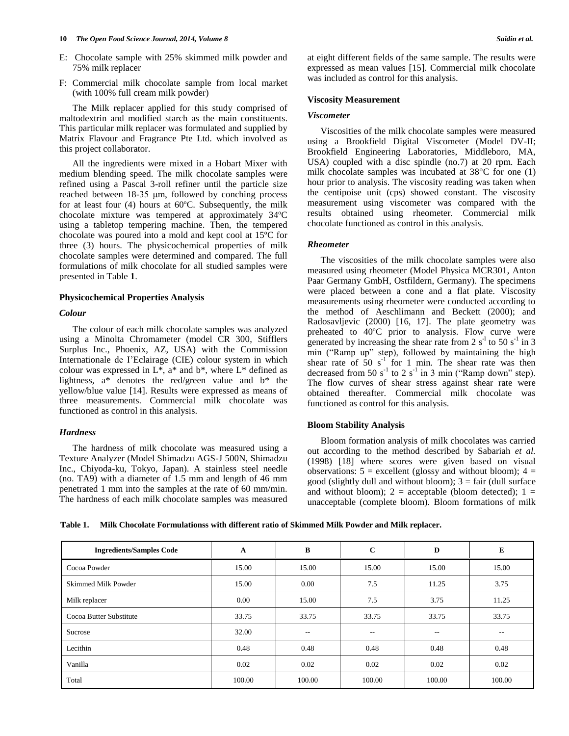E: Chocolate sample with 25% skimmed milk powder and 75% milk replacer

F: Commercial milk chocolate sample from local market (with 100% full cream milk powder)

The Milk replacer applied for this study comprised of maltodextrin and modified starch as the main constituents. This particular milk replacer was formulated and supplied by Matrix Flavour and Fragrance Pte Ltd. which involved as this project collaborator.

All the ingredients were mixed in a Hobart Mixer with medium blending speed. The milk chocolate samples were refined using a Pascal 3-roll refiner until the particle size reached between 18-35 μm, followed by conching process for at least four (4) hours at 60ºC. Subsequently, the milk chocolate mixture was tempered at approximately 34ºC using a tabletop tempering machine. Then, the tempered chocolate was poured into a mold and kept cool at 15ºC for three (3) hours. The physicochemical properties of milk chocolate samples were determined and compared. The full formulations of milk chocolate for all studied samples were presented in Table **1**.

### Physicochemical Properties Analysis

#### *Colour*

The colour of each milk chocolate samples was analyzed using a Minolta Chromameter (model CR 300, Stifflers Surplus Inc., Phoenix, AZ, USA) with the Commission Internationale de I'Eclairage (CIE) colour system in which colour was expressed in L*, a* and b*, where L* defined as lightness, a* denotes the red/green value and b* the yellow/blue value [14]. Results were expressed as means of three measurements. Commercial milk chocolate was functioned as control in this analysis.

#### *Hardness*

The hardness of milk chocolate was measured using a Texture Analyzer (Model Shimadzu AGS-J 500N, Shimadzu Inc., Chiyoda-ku, Tokyo, Japan). A stainless steel needle (no. TA9) with a diameter of 1.5 mm and length of 46 mm penetrated 1 mm into the samples at the rate of 60 mm/min. The hardness of each milk chocolate samples was measured at eight different fields of the same sample. The results were expressed as mean values [15]. Commercial milk chocolate was included as control for this analysis.

### Viscosity Measurement

#### *Viscometer*

Viscosities of the milk chocolate samples were measured using a Brookfield Digital Viscometer (Model DV-II; Brookfield Engineering Laboratories, Middleboro, MA, USA) coupled with a disc spindle (no.7) at 20 rpm. Each milk chocolate samples was incubated at 38°C for one (1) hour prior to analysis. The viscosity reading was taken when the centipoise unit (cps) showed constant. The viscosity measurement using viscometer was compared with the results obtained using rheometer. Commercial milk chocolate functioned as control in this analysis.

#### *Rheometer*

The viscosities of the milk chocolate samples were also measured using rheometer (Model Physica MCR301, Anton Paar Germany GmbH, Ostfildern, Germany). The specimens were placed between a cone and a flat plate. Viscosity measurements using rheometer were conducted according to the method of Aeschlimann and Beckett (2000); and Radosavljevic (2000) [16, 17]. The plate geometry was preheated to 40ºC prior to analysis. Flow curve were generated by increasing the shear rate from 2 $s^{-1}$ to 50 $s^{-1}$ in 3 min ("Ramp up" step), followed by maintaining the high shear rate of 50 $s^{-1}$ for 1 min. The shear rate was then decreased from 50 $s^{-1}$ to 2 $s^{-1}$ in 3 min ("Ramp down" step). The flow curves of shear stress against shear rate were obtained thereafter. Commercial milk chocolate was functioned as control for this analysis.

### Bloom Stability Analysis

Bloom formation analysis of milk chocolates was carried out according to the method described by Sabariah *et al.* (1998) [18] where scores were given based on visual observations: 5 = excellent (glossy and without bloom); 4 = good (slightly dull and without bloom); 3 = fair (dull surface and without bloom); 2 = acceptable (bloom detected); 1 = unacceptable (complete bloom). Bloom formations of milk

**Table 1. Milk Chocolate Formulationss with different ratio of Skimmed Milk Powder and Milk replacer.**

| Ingredients/Samples Code | A | B | C | D | E |
|---|---|---|---|---|---|
| Cocoa Powder | 15.00 | 15.00 | 15.00 | 15.00 | 15.00 |
| Skimmed Milk Powder | 15.00 | 0.00 | 7.5 | 11.25 | 3.75 |
| Milk replacer | 0.00 | 15.00 | 7.5 | 3.75 | 11.25 |
| Cocoa Butter Substitute | 33.75 | 33.75 | 33.75 | 33.75 | 33.75 |
| Sucrose | 32.00 | -- | -- | -- | -- |
| Lecithin | 0.48 | 0.48 | 0.48 | 0.48 | 0.48 |
| Vanilla | 0.02 | 0.02 | 0.02 | 0.02 | 0.02 |
| Total | 100.00 | 100.00 | 100.00 | 100.00 | 100.00 |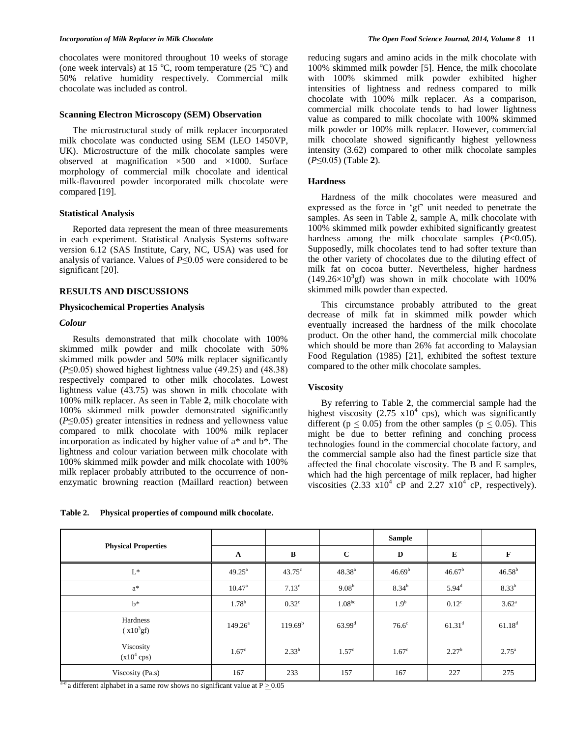chocolates were monitored throughout 10 weeks of storage (one week intervals) at 15 °C, room temperature (25 °C) and 50% relative humidity respectively. Commercial milk chocolate was included as control.

### Scanning Electron Microscopy (SEM) Observation

The microstructural study of milk replacer incorporated milk chocolate was conducted using SEM (LEO 1450VP, UK). Microstructure of the milk chocolate samples were observed at magnification ×500 and ×1000. Surface morphology of commercial milk chocolate and identical milk-flavoured powder incorporated milk chocolate were compared [19].

### Statistical Analysis

Reported data represent the mean of three measurements in each experiment. Statistical Analysis Systems software version 6.12 (SAS Institute, Cary, NC, USA) was used for analysis of variance. Values of $P \leq 0.05$ were considered to be significant [20].

## RESULTS AND DISCUSSIONS

### Physicochemical Properties Analysis

#### *Colour*

Results demonstrated that milk chocolate with 100% skimmed milk powder and milk chocolate with 50% skimmed milk powder and 50% milk replacer significantly ($P \leq 0.05$) showed highest lightness value (49.25) and (48.38) respectively compared to other milk chocolates. Lowest lightness value (43.75) was shown in milk chocolate with 100% milk replacer. As seen in Table **2**, milk chocolate with 100% skimmed milk powder demonstrated significantly ($P \leq 0.05$) greater intensities in redness and yellowness value compared to milk chocolate with 100% milk replacer incorporation as indicated by higher value of a* and b*. The lightness and colour variation between milk chocolate with 100% skimmed milk powder and milk chocolate with 100% milk replacer probably attributed to the occurrence of non-enzymatic browning reaction (Maillard reaction) between reducing sugars and amino acids in the milk chocolate with 100% skimmed milk powder [5]. Hence, the milk chocolate with 100% skimmed milk powder exhibited higher intensities of lightness and redness compared to milk chocolate with 100% milk replacer. As a comparison, commercial milk chocolate tends to had lower lightness value as compared to milk chocolate with 100% skimmed milk powder or 100% milk replacer. However, commercial milk chocolate showed significantly highest yellowness intensity (3.62) compared to other milk chocolate samples ($P \leq 0.05$) (Table **2**).

### Hardness

Hardness of the milk chocolates were measured and expressed as the force in 'gf' unit needed to penetrate the samples. As seen in Table **2**, sample A, milk chocolate with 100% skimmed milk powder exhibited significantly greatest hardness among the milk chocolate samples ($P<0.05$). Supposedly, milk chocolates tend to had softer texture than the other variety of chocolates due to the diluting effect of milk fat on cocoa butter. Nevertheless, higher hardness ($149.26 \times 10^3$gf) was shown in milk chocolate with 100% skimmed milk powder than expected.

This circumstance probably attributed to the great decrease of milk fat in skimmed milk powder which eventually increased the hardness of the milk chocolate product. On the other hand, the commercial milk chocolate which should be more than 26% fat according to Malaysian Food Regulation (1985) [21], exhibited the softest texture compared to the other milk chocolate samples.

### Viscosity

By referring to Table **2**, the commercial sample had the highest viscosity ($2.75 \times 10^4$ cps), which was significantly different ($p \leq 0.05$) from the other samples ($p \leq 0.05$). This might be due to better refining and conching process technologies found in the commercial chocolate factory, and the commercial sample also had the finest particle size that affected the final chocolate viscosity. The B and E samples, which had the high percentage of milk replacer, had higher viscosities ($2.33 \times 10^4$ cP and $2.27 \times 10^4$ cP, respectively).

**Table 2. Physical properties of compound milk chocolate.**

| Physical Properties | Sample | | | | | |
|---|---|---|---|---|---|---|
| | A | B | C | D | E | F |
| L* | $49.25^a$ | $43.75^c$ | $48.38^a$ | $46.69^b$ | $46.67^b$ | $46.58^b$ |
| a* | $10.47^a$ | $7.13^c$ | $9.08^b$ | $8.34^b$ | $5.94^d$ | $8.33^b$ |
| b* | $1.78^b$ | $0.32^c$ | $1.08^{bc}$ | $1.9^b$ | $0.12^c$ | $3.62^a$ |
| Hardness ($\times 10^3$gf) | $149.26^a$ | $119.69^b$ | $63.99^d$ | $76.6^c$ | $61.31^d$ | $61.18^d$ |
| Viscosity ($\times 10^4$ cps) | $1.67^c$ | $2.33^b$ | $1.57^c$ | $1.67^c$ | $2.27^b$ | $2.75^a$ |
| Viscosity (Pa.s) | 167 | 233 | 157 | 167 | 227 | 275 |

$^{a-d}$ a different alphabet in a same row shows no significant value at $P \geq 0.05$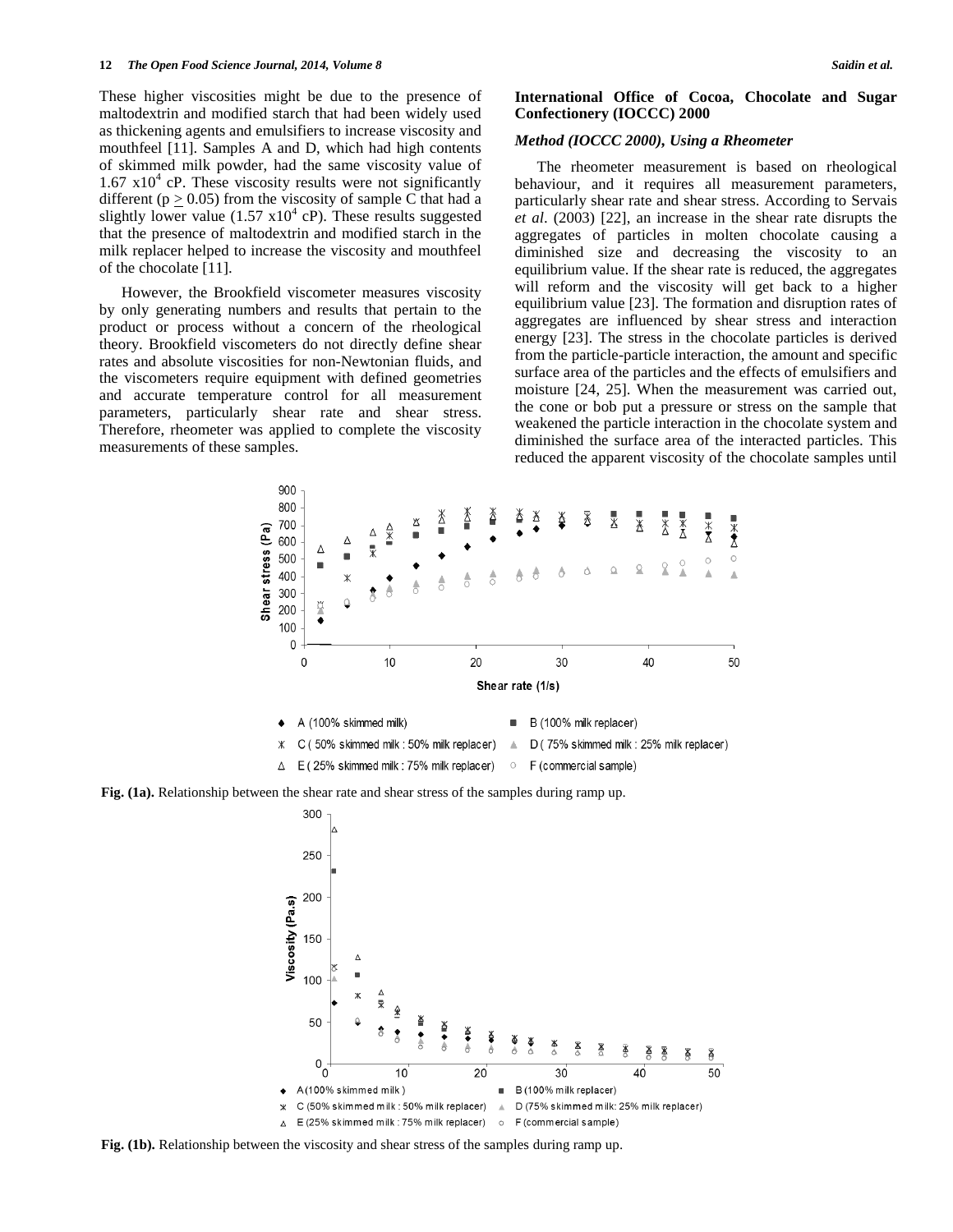These higher viscosities might be due to the presence of maltodextrin and modified starch that had been widely used as thickening agents and emulsifiers to increase viscosity and mouthfeel [11]. Samples A and D, which had high contents of skimmed milk powder, had the same viscosity value of 1.67 x10[4] cP. These viscosity results were not significantly different ($p \geq 0.05$) from the viscosity of sample C that had a slightly lower value (1.57 x10[4] cP). These results suggested that the presence of maltodextrin and modified starch in the milk replacer helped to increase the viscosity and mouthfeel of the chocolate [11].

However, the Brookfield viscometer measures viscosity by only generating numbers and results that pertain to the product or process without a concern of the rheological theory. Brookfield viscometers do not directly define shear rates and absolute viscosities for non-Newtonian fluids, and the viscometers require equipment with defined geometries and accurate temperature control for all measurement parameters, particularly shear rate and shear stress. Therefore, rheometer was applied to complete the viscosity measurements of these samples.

### International Office of Cocoa, Chocolate and Sugar Confectionery (IOCCC) 2000

#### *Method (IOCCC 2000), Using a Rheometer*

The rheometer measurement is based on rheological behaviour, and it requires all measurement parameters, particularly shear rate and shear stress. According to Servais *et al.* (2003) [22], an increase in the shear rate disrupts the aggregates of particles in molten chocolate causing a diminished size and decreasing the viscosity to an equilibrium value. If the shear rate is reduced, the aggregates will reform and the viscosity will get back to a higher equilibrium value [23]. The formation and disruption rates of aggregates are influenced by shear stress and interaction energy [23]. The stress in the chocolate particles is derived from the particle-particle interaction, the amount and specific surface area of the particles and the effects of emulsifiers and moisture [24, 25]. When the measurement was carried out, the cone or bob put a pressure or stress on the sample that weakened the particle interaction in the chocolate system and diminished the surface area of the interacted particles. This reduced the apparent viscosity of the chocolate samples until

**Fig. (1a).** Relationship between the shear rate and shear stress of the samples during ramp up.

**Fig. (1b).** Relationship between the viscosity and shear stress of the samples during ramp up.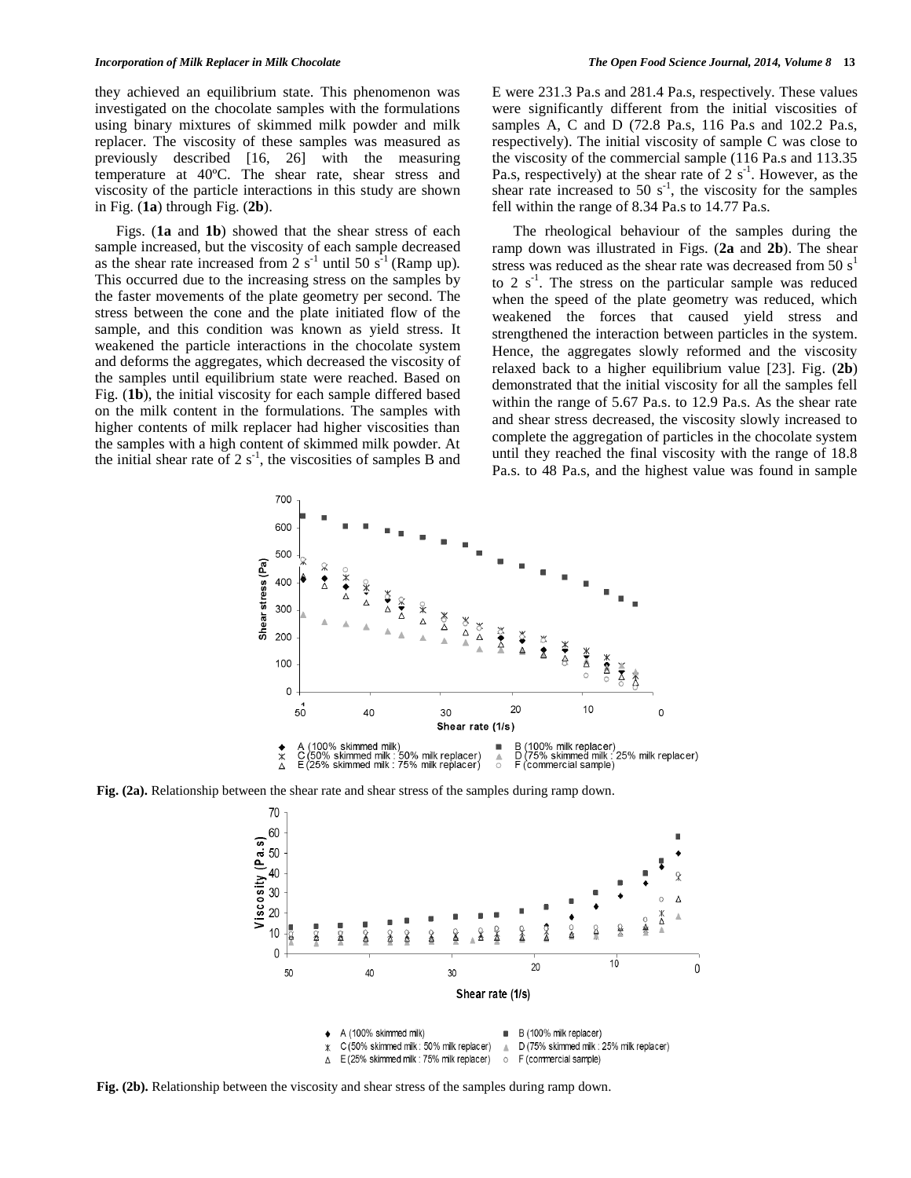they achieved an equilibrium state. This phenomenon was investigated on the chocolate samples with the formulations using binary mixtures of skimmed milk powder and milk replacer. The viscosity of these samples was measured as previously described [16, 26] with the measuring temperature at 40ºC. The shear rate, shear stress and viscosity of the particle interactions in this study are shown in Fig. (**1a**) through Fig. (**2b**).

Figs. (**1a** and **1b**) showed that the shear stress of each sample increased, but the viscosity of each sample decreased as the shear rate increased from 2 $s^{-1}$ until 50 $s^{-1}$ (Ramp up). This occurred due to the increasing stress on the samples by the faster movements of the plate geometry per second. The stress between the cone and the plate initiated flow of the sample, and this condition was known as yield stress. It weakened the particle interactions in the chocolate system and deforms the aggregates, which decreased the viscosity of the samples until equilibrium state were reached. Based on Fig. (**1b**), the initial viscosity for each sample differed based on the milk content in the formulations. The samples with higher contents of milk replacer had higher viscosities than the samples with a high content of skimmed milk powder. At the initial shear rate of 2 $s^{-1}$, the viscosities of samples B and E were 231.3 Pa.s and 281.4 Pa.s, respectively. These values were significantly different from the initial viscosities of samples A, C and D (72.8 Pa.s, 116 Pa.s and 102.2 Pa.s, respectively). The initial viscosity of sample C was close to the viscosity of the commercial sample (116 Pa.s and 113.35 Pa.s, respectively) at the shear rate of 2 $s^{-1}$. However, as the shear rate increased to 50 $s^{-1}$, the viscosity for the samples fell within the range of 8.34 Pa.s to 14.77 Pa.s.

The rheological behaviour of the samples during the ramp down was illustrated in Figs. (**2a** and **2b**). The shear stress was reduced as the shear rate was decreased from 50 $s^{1}$ to 2 $s^{-1}$. The stress on the particular sample was reduced when the speed of the plate geometry was reduced, which weakened the forces that caused yield stress and strengthened the interaction between particles in the system. Hence, the aggregates slowly reformed and the viscosity relaxed back to a higher equilibrium value [23]. Fig. (**2b**) demonstrated that the initial viscosity for all the samples fell within the range of 5.67 Pa.s. to 12.9 Pa.s. As the shear rate and shear stress decreased, the viscosity slowly increased to complete the aggregation of particles in the chocolate system until they reached the final viscosity with the range of 18.8 Pa.s. to 48 Pa.s, and the highest value was found in sample

**Fig. (2a).** Relationship between the shear rate and shear stress of the samples during ramp down.

**Fig. (2b).** Relationship between the viscosity and shear stress of the samples during ramp down.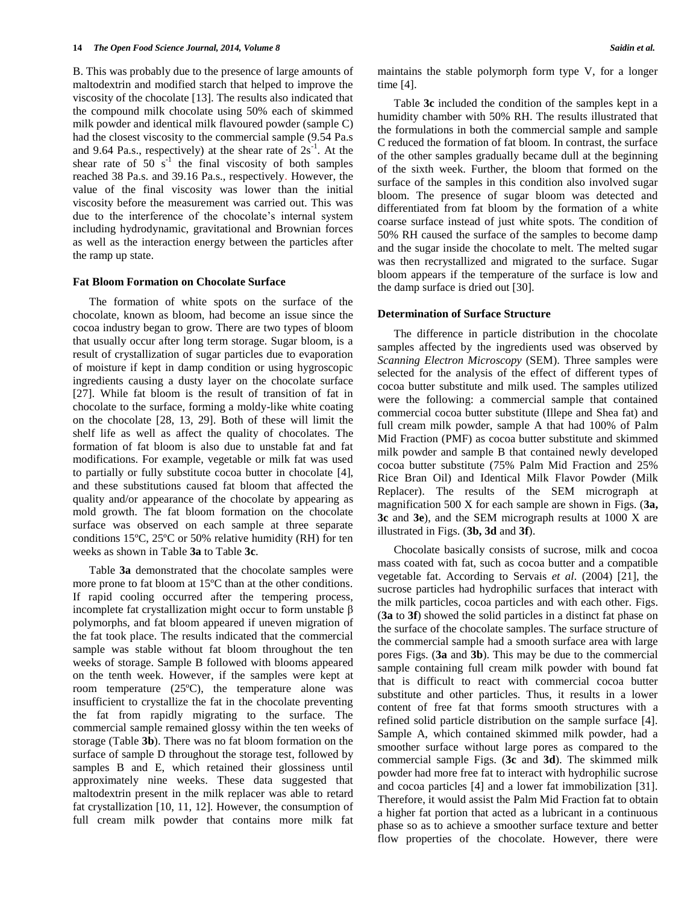B. This was probably due to the presence of large amounts of maltodextrin and modified starch that helped to improve the viscosity of the chocolate [13]. The results also indicated that the compound milk chocolate using 50% each of skimmed milk powder and identical milk flavoured powder (sample C) had the closest viscosity to the commercial sample (9.54 Pa.s and 9.64 Pa.s., respectively) at the shear rate of $2s^{-1}$. At the shear rate of 50 $s^{-1}$ the final viscosity of both samples reached 38 Pa.s. and 39.16 Pa.s., respectively. However, the value of the final viscosity was lower than the initial viscosity before the measurement was carried out. This was due to the interference of the chocolate's internal system including hydrodynamic, gravitational and Brownian forces as well as the interaction energy between the particles after the ramp up state.

### Fat Bloom Formation on Chocolate Surface

The formation of white spots on the surface of the chocolate, known as bloom, had become an issue since the cocoa industry began to grow. There are two types of bloom that usually occur after long term storage. Sugar bloom, is a result of crystallization of sugar particles due to evaporation of moisture if kept in damp condition or using hygroscopic ingredients causing a dusty layer on the chocolate surface [27]. While fat bloom is the result of transition of fat in chocolate to the surface, forming a moldy-like white coating on the chocolate [28, 13, 29]. Both of these will limit the shelf life as well as affect the quality of chocolates. The formation of fat bloom is also due to unstable fat and fat modifications. For example, vegetable or milk fat was used to partially or fully substitute cocoa butter in chocolate [4], and these substitutions caused fat bloom that affected the quality and/or appearance of the chocolate by appearing as mold growth. The fat bloom formation on the chocolate surface was observed on each sample at three separate conditions 15ºC, 25ºC or 50% relative humidity (RH) for ten weeks as shown in Table **3a** to Table **3c**.

Table **3a** demonstrated that the chocolate samples were more prone to fat bloom at 15ºC than at the other conditions. If rapid cooling occurred after the tempering process, incomplete fat crystallization might occur to form unstable β polymorphs, and fat bloom appeared if uneven migration of the fat took place. The results indicated that the commercial sample was stable without fat bloom throughout the ten weeks of storage. Sample B followed with blooms appeared on the tenth week. However, if the samples were kept at room temperature (25ºC), the temperature alone was insufficient to crystallize the fat in the chocolate preventing the fat from rapidly migrating to the surface. The commercial sample remained glossy within the ten weeks of storage (Table **3b**). There was no fat bloom formation on the surface of sample D throughout the storage test, followed by samples B and E, which retained their glossiness until approximately nine weeks. These data suggested that maltodextrin present in the milk replacer was able to retard fat crystallization [10, 11, 12]. However, the consumption of full cream milk powder that contains more milk fat maintains the stable polymorph form type V, for a longer time [4].

Table **3c** included the condition of the samples kept in a humidity chamber with 50% RH. The results illustrated that the formulations in both the commercial sample and sample C reduced the formation of fat bloom. In contrast, the surface of the other samples gradually became dull at the beginning of the sixth week. Further, the bloom that formed on the surface of the samples in this condition also involved sugar bloom. The presence of sugar bloom was detected and differentiated from fat bloom by the formation of a white coarse surface instead of just white spots. The condition of 50% RH caused the surface of the samples to become damp and the sugar inside the chocolate to melt. The melted sugar was then recrystallized and migrated to the surface. Sugar bloom appears if the temperature of the surface is low and the damp surface is dried out [30].

### Determination of Surface Structure

The difference in particle distribution in the chocolate samples affected by the ingredients used was observed by *Scanning Electron Microscopy* (SEM). Three samples were selected for the analysis of the effect of different types of cocoa butter substitute and milk used. The samples utilized were the following: a commercial sample that contained commercial cocoa butter substitute (Illepe and Shea fat) and full cream milk powder, sample A that had 100% of Palm Mid Fraction (PMF) as cocoa butter substitute and skimmed milk powder and sample B that contained newly developed cocoa butter substitute (75% Palm Mid Fraction and 25% Rice Bran Oil) and Identical Milk Flavor Powder (Milk Replacer). The results of the SEM micrograph at magnification 500 X for each sample are shown in Figs. (**3a, 3c** and **3e**), and the SEM micrograph results at 1000 X are illustrated in Figs. (**3b, 3d** and **3f**).

Chocolate basically consists of sucrose, milk and cocoa mass coated with fat, such as cocoa butter and a compatible vegetable fat. According to Servais *et al*. (2004) [21], the sucrose particles had hydrophilic surfaces that interact with the milk particles, cocoa particles and with each other. Figs. (**3a** to **3f**) showed the solid particles in a distinct fat phase on the surface of the chocolate samples. The surface structure of the commercial sample had a smooth surface area with large pores Figs. (**3a** and **3b**). This may be due to the commercial sample containing full cream milk powder with bound fat that is difficult to react with commercial cocoa butter substitute and other particles. Thus, it results in a lower content of free fat that forms smooth structures with a refined solid particle distribution on the sample surface [4]. Sample A, which contained skimmed milk powder, had a smoother surface without large pores as compared to the commercial sample Figs. (**3c** and **3d**). The skimmed milk powder had more free fat to interact with hydrophilic sucrose and cocoa particles [4] and a lower fat immobilization [31]. Therefore, it would assist the Palm Mid Fraction fat to obtain a higher fat portion that acted as a lubricant in a continuous phase so as to achieve a smoother surface texture and better flow properties of the chocolate. However, there were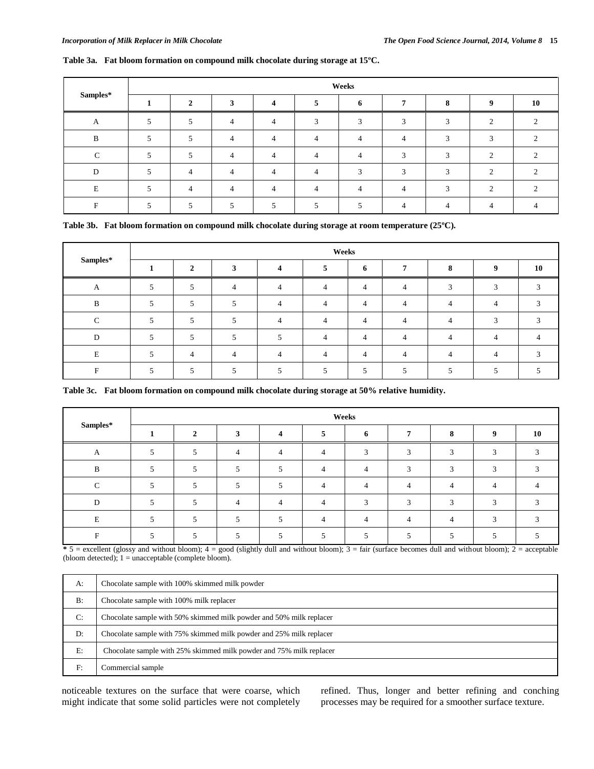**Table 3a. Fat bloom formation on compound milk chocolate during storage at 15ºC.**

| Samples* | Weeks | | | | | | | | | |
|---|---|---|---|---|---|---|---|---|---|---|
| | 1 | 2 | 3 | 4 | 5 | 6 | 7 | 8 | 9 | 10 |
| A | 5 | 5 | 4 | 4 | 3 | 3 | 3 | 3 | 2 | 2 |
| B | 5 | 5 | 4 | 4 | 4 | 4 | 4 | 3 | 3 | 2 |
| C | 5 | 5 | 4 | 4 | 4 | 4 | 3 | 3 | 2 | 2 |
| D | 5 | 4 | 4 | 4 | 4 | 3 | 3 | 3 | 2 | 2 |
| E | 5 | 4 | 4 | 4 | 4 | 4 | 4 | 3 | 2 | 2 |
| F | 5 | 5 | 5 | 5 | 5 | 5 | 4 | 4 | 4 | 4 |

**Table 3b. Fat bloom formation on compound milk chocolate during storage at room temperature (25ºC).**

| Samples* | Weeks | | | | | | | | | |
|---|---|---|---|---|---|---|---|---|---|---|
| | 1 | 2 | 3 | 4 | 5 | 6 | 7 | 8 | 9 | 10 |
| A | 5 | 5 | 4 | 4 | 4 | 4 | 4 | 3 | 3 | 3 |
| B | 5 | 5 | 5 | 4 | 4 | 4 | 4 | 4 | 4 | 3 |
| C | 5 | 5 | 5 | 4 | 4 | 4 | 4 | 4 | 3 | 3 |
| D | 5 | 5 | 5 | 5 | 4 | 4 | 4 | 4 | 4 | 4 |
| E | 5 | 4 | 4 | 4 | 4 | 4 | 4 | 4 | 4 | 3 |
| F | 5 | 5 | 5 | 5 | 5 | 5 | 5 | 5 | 5 | 5 |

**Table 3c. Fat bloom formation on compound milk chocolate during storage at 50% relative humidity.**

| Samples* | Weeks | | | | | | | | | |
|---|---|---|---|---|---|---|---|---|---|---|
| | 1 | 2 | 3 | 4 | 5 | 6 | 7 | 8 | 9 | 10 |
| A | 5 | 5 | 4 | 4 | 4 | 3 | 3 | 3 | 3 | 3 |
| B | 5 | 5 | 5 | 5 | 4 | 4 | 3 | 3 | 3 | 3 |
| C | 5 | 5 | 5 | 5 | 4 | 4 | 4 | 4 | 4 | 4 |
| D | 5 | 5 | 4 | 4 | 4 | 3 | 3 | 3 | 3 | 3 |
| E | 5 | 5 | 5 | 5 | 4 | 4 | 4 | 4 | 3 | 3 |
| F | 5 | 5 | 5 | 5 | 5 | 5 | 5 | 5 | 5 | 5 |

* 5 = excellent (glossy and without bloom); 4 = good (slightly dull and without bloom); 3 = fair (surface becomes dull and without bloom); 2 = acceptable (bloom detected); 1 = unacceptable (complete bloom).

| | |
|---|---|
| A: | Chocolate sample with 100% skimmed milk powder |
| B: | Chocolate sample with 100% milk replacer |
| C: | Chocolate sample with 50% skimmed milk powder and 50% milk replacer |
| D: | Chocolate sample with 75% skimmed milk powder and 25% milk replacer |
| E: | Chocolate sample with 25% skimmed milk powder and 75% milk replacer |
| F: | Commercial sample |

noticeable textures on the surface that were coarse, which might indicate that some solid particles were not completely refined. Thus, longer and better refining and conching processes may be required for a smoother surface texture.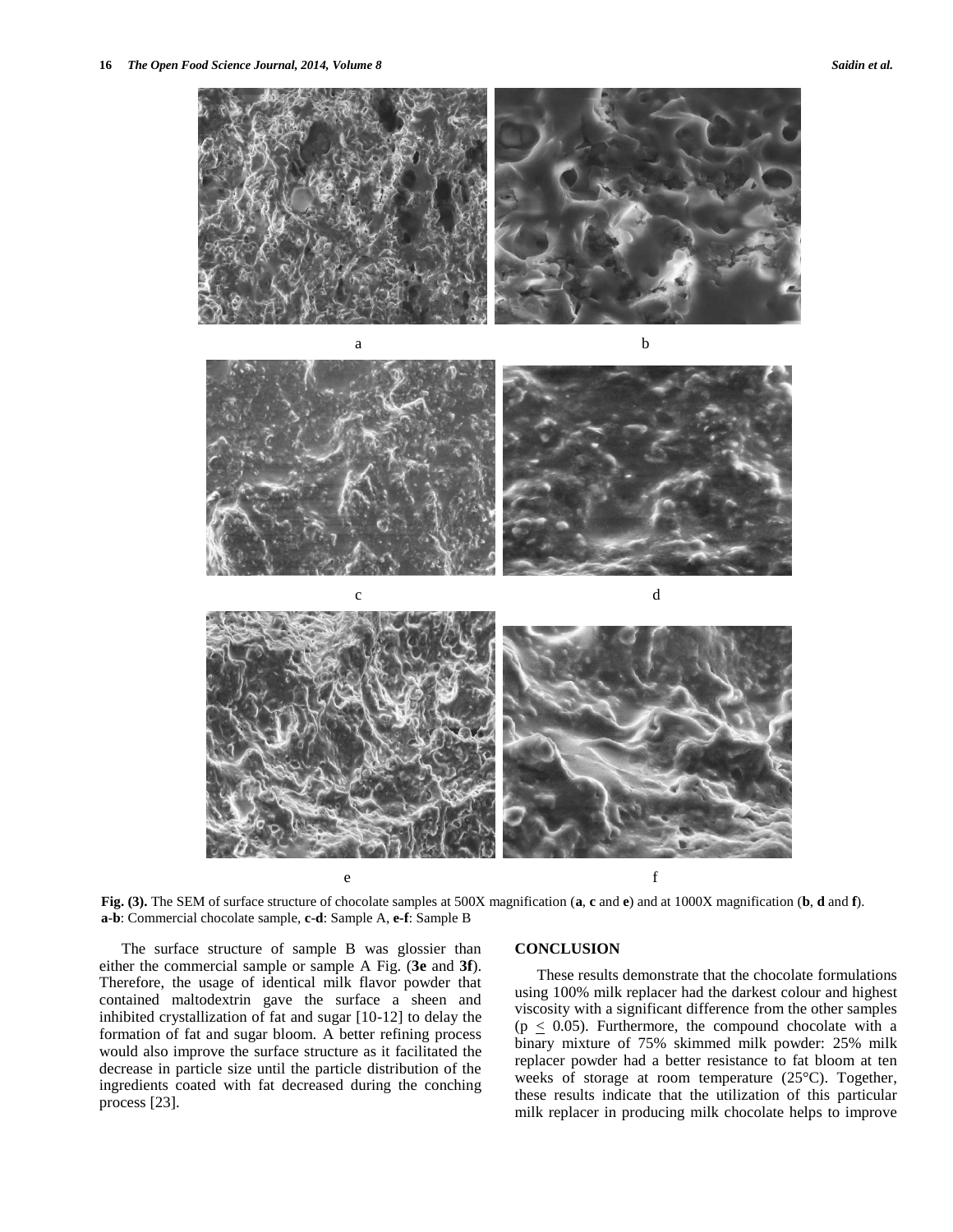a b

c d

e f

**Fig. (3).** The SEM of surface structure of chocolate samples at 500X magnification (**a**, **c** and **e**) and at 1000X magnification (**b**, **d** and **f**). **a-b**: Commercial chocolate sample, **c-d**: Sample A, **e-f**: Sample B

The surface structure of sample B was glossier than either the commercial sample or sample A Fig. (**3e** and **3f**). Therefore, the usage of identical milk flavor powder that contained maltodextrin gave the surface a sheen and inhibited crystallization of fat and sugar [10-12] to delay the formation of fat and sugar bloom. A better refining process would also improve the surface structure as it facilitated the decrease in particle size until the particle distribution of the ingredients coated with fat decreased during the conching process [23].

## CONCLUSION

These results demonstrate that the chocolate formulations using 100% milk replacer had the darkest colour and highest viscosity with a significant difference from the other samples ($p \leq 0.05$). Furthermore, the compound chocolate with a binary mixture of 75% skimmed milk powder: 25% milk replacer powder had a better resistance to fat bloom at ten weeks of storage at room temperature (25°C). Together, these results indicate that the utilization of this particular milk replacer in producing milk chocolate helps to improve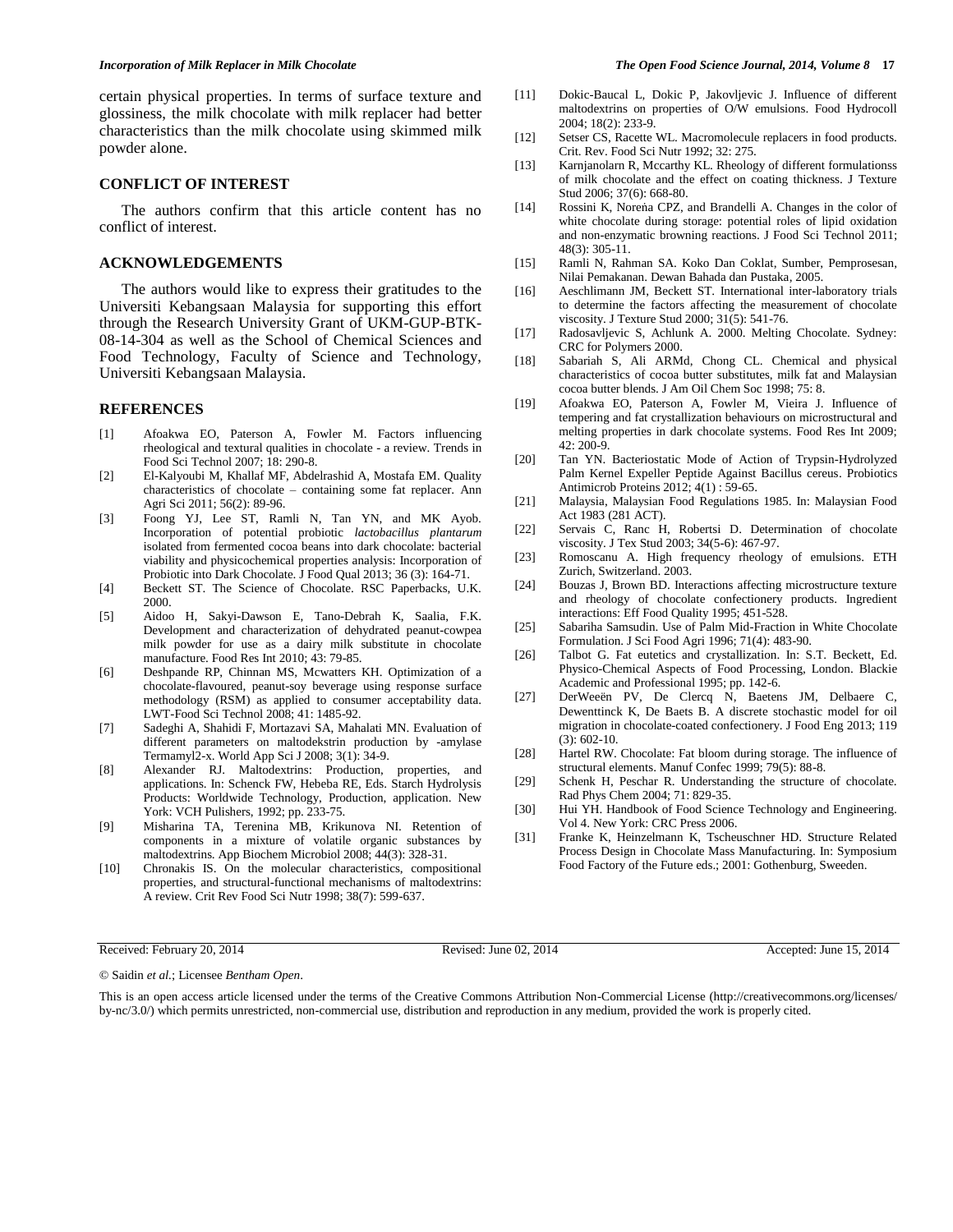certain physical properties. In terms of surface texture and glossiness, the milk chocolate with milk replacer had better characteristics than the milk chocolate using skimmed milk powder alone.

## CONFLICT OF INTEREST

The authors confirm that this article content has no conflict of interest.

## ACKNOWLEDGEMENTS

The authors would like to express their gratitudes to the Universiti Kebangsaan Malaysia for supporting this effort through the Research University Grant of UKM-GUP-BTK-08-14-304 as well as the School of Chemical Sciences and Food Technology, Faculty of Science and Technology, Universiti Kebangsaan Malaysia.

## REFERENCES

[1] Afoakwa EO, Paterson A, Fowler M. Factors influencing rheological and textural qualities in chocolate - a review. Trends in Food Sci Technol 2007; 18: 290-8.

[2] El-Kalyoubi M, Khallaf MF, Abdelrashid A, Mostafa EM. Quality characteristics of chocolate – containing some fat replacer. Ann Agri Sci 2011; 56(2): 89-96.

[3] Foong YJ, Lee ST, Ramli N, Tan YN, and MK Ayob. Incorporation of potential probiotic *lactobacillus plantarum* isolated from fermented cocoa beans into dark chocolate: bacterial viability and physicochemical properties analysis: Incorporation of Probiotic into Dark Chocolate. J Food Qual 2013; 36 (3): 164-71.

[4] Beckett ST. The Science of Chocolate. RSC Paperbacks, U.K. 2000.

[5] Aidoo H, Sakyi-Dawson E, Tano-Debrah K, Saalia, F.K. Development and characterization of dehydrated peanut-cowpea milk powder for use as a dairy milk substitute in chocolate manufacture. Food Res Int 2010; 43: 79-85.

[6] Deshpande RP, Chinnan MS, Mcwatters KH. Optimization of a chocolate-flavoured, peanut-soy beverage using response surface methodology (RSM) as applied to consumer acceptability data. LWT-Food Sci Technol 2008; 41: 1485-92.

[7] Sadeghi A, Shahidi F, Mortazavi SA, Mahalati MN. Evaluation of different parameters on maltodekstrin production by -amylase Termamyl2-x. World App Sci J 2008; 3(1): 34-9.

[8] Alexander RJ. Maltodextrins: Production, properties, and applications. In: Schenck FW, Hebeba RE, Eds. Starch Hydrolysis Products: Worldwide Technology, Production, application. New York: VCH Pulishers, 1992; pp. 233-75.

[9] Misharina TA, Terenina MB, Krikunova NI. Retention of components in a mixture of volatile organic substances by maltodextrins. App Biochem Microbiol 2008; 44(3): 328-31.

[10] Chronakis IS. On the molecular characteristics, compositional properties, and structural-functional mechanisms of maltodextrins: A review. Crit Rev Food Sci Nutr 1998; 38(7): 599-637.

[11] Dokic-Baucal L, Dokic P, Jakovljevic J. Influence of different maltodextrins on properties of O/W emulsions. Food Hydrocoll 2004; 18(2): 233-9.

[12] Setser CS, Racette WL. Macromolecule replacers in food products. Crit. Rev. Food Sci Nutr 1992; 32: 275.

[13] Karnjanolarn R, Mccarthy KL. Rheology of different formulationss of milk chocolate and the effect on coating thickness. J Texture Stud 2006; 37(6): 668-80.

[14] Rossini K, Noreṅa CPZ, and Brandelli A. Changes in the color of white chocolate during storage: potential roles of lipid oxidation and non-enzymatic browning reactions. J Food Sci Technol 2011; 48(3): 305-11.

[15] Ramli N, Rahman SA. Koko Dan Coklat, Sumber, Pemprosesan, Nilai Pemakanan. Dewan Bahada dan Pustaka, 2005.

[16] Aeschlimann JM, Beckett ST. International inter-laboratory trials to determine the factors affecting the measurement of chocolate viscosity. J Texture Stud 2000; 31(5): 541-76.

[17] Radosavljevic S, Achlunk A. 2000. Melting Chocolate. Sydney: CRC for Polymers 2000.

[18] Sabariah S, Ali ARMd, Chong CL. Chemical and physical characteristics of cocoa butter substitutes, milk fat and Malaysian cocoa butter blends. J Am Oil Chem Soc 1998; 75: 8.

[19] Afoakwa EO, Paterson A, Fowler M, Vieira J. Influence of tempering and fat crystallization behaviours on microstructural and melting properties in dark chocolate systems. Food Res Int 2009; 42: 200-9.

[20] Tan YN. Bacteriostatic Mode of Action of Trypsin-Hydrolyzed Palm Kernel Expeller Peptide Against Bacillus cereus. Probiotics Antimicrob Proteins 2012; 4(1) : 59-65.

[21] Malaysia, Malaysian Food Regulations 1985. In: Malaysian Food Act 1983 (281 ACT).

[22] Servais C, Ranc H, Robertsi D. Determination of chocolate viscosity. J Tex Stud 2003; 34(5-6): 467-97.

[23] Romoscanu A. High frequency rheology of emulsions. ETH Zurich, Switzerland. 2003.

[24] Bouzas J, Brown BD. Interactions affecting microstructure texture and rheology of chocolate confectionery products. Ingredient interactions: Eff Food Quality 1995; 451-528.

[25] Sabariha Samsudin. Use of Palm Mid-Fraction in White Chocolate Formulation. J Sci Food Agri 1996; 71(4): 483-90.

[26] Talbot G. Fat eutetics and crystallization. In: S.T. Beckett, Ed. Physico-Chemical Aspects of Food Processing, London. Blackie Academic and Professional 1995; pp. 142-6.

[27] DerWeeën PV, De Clercq N, Baetens JM, Delbaere C, Dewenttinck K, De Baets B. A discrete stochastic model for oil migration in chocolate-coated confectionery. J Food Eng 2013; 119 (3): 602-10.

[28] Hartel RW. Chocolate: Fat bloom during storage. The influence of structural elements. Manuf Confec 1999; 79(5): 88-8.

[29] Schenk H, Peschar R. Understanding the structure of chocolate. Rad Phys Chem 2004; 71: 829-35.

[30] Hui YH. Handbook of Food Science Technology and Engineering. Vol 4. New York: CRC Press 2006.

[31] Franke K, Heinzelmann K, Tscheuschner HD. Structure Related Process Design in Chocolate Mass Manufacturing. In: Symposium Food Factory of the Future eds.; 2001: Gothenburg, Sweeden.

Received: February 20, 2014 Revised: June 02, 2014 Accepted: June 15, 2014

© Saidin *et al.*; Licensee *Bentham Open*.

This is an open access article licensed under the terms of the Creative Commons Attribution Non-Commercial License (http://creativecommons.org/licenses/by-nc/3.0/) which permits unrestricted, non-commercial use, distribution and reproduction in any medium, provided the work is properly cited.